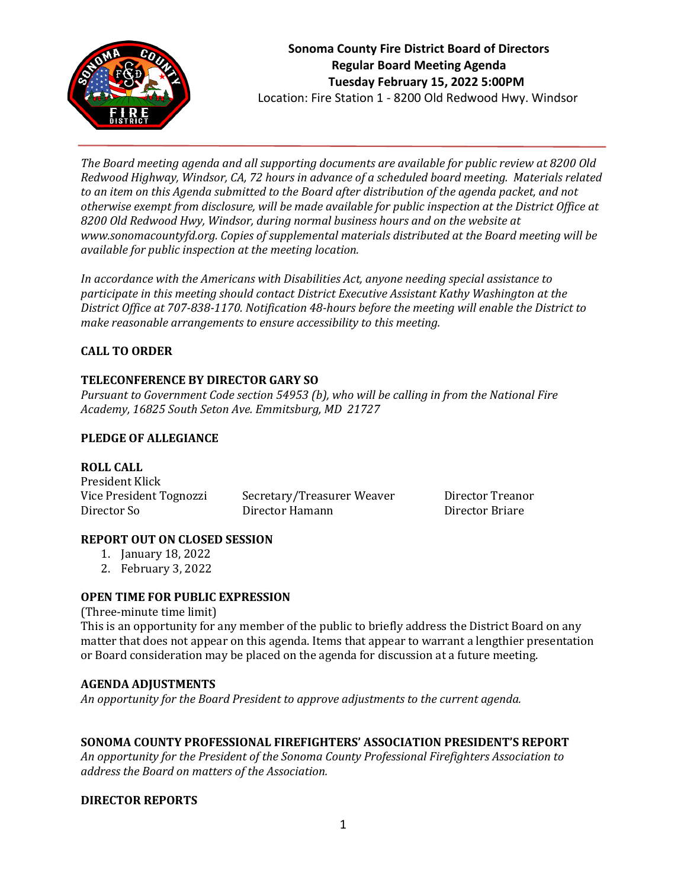# Sonoma County Fire District Board of Directors
## Regular Board Meeting Agenda
**Tuesday February 15, 2022 5:00PM**

Location: Fire Station 1 - 8200 Old Redwood Hwy. Windsor

*The Board meeting agenda and all supporting documents are available for public review at 8200 Old Redwood Highway, Windsor, CA, 72 hours in advance of a scheduled board meeting. Materials related to an item on this Agenda submitted to the Board after distribution of the agenda packet, and not otherwise exempt from disclosure, will be made available for public inspection at the District Office at 8200 Old Redwood Hwy, Windsor, during normal business hours and on the website at www.sonomacountyfd.org. Copies of supplemental materials distributed at the Board meeting will be available for public inspection at the meeting location.*

*In accordance with the Americans with Disabilities Act, anyone needing special assistance to participate in this meeting should contact District Executive Assistant Kathy Washington at the District Office at 707-838-1170. Notification 48-hours before the meeting will enable the District to make reasonable arrangements to ensure accessibility to this meeting.*

**CALL TO ORDER**

**TELECONFERENCE BY DIRECTOR GARY SO**

*Pursuant to Government Code section 54953 (b), who will be calling in from the National Fire Academy, 16825 South Seton Ave. Emmitsburg, MD 21727*

**PLEDGE OF ALLEGIANCE**

**ROLL CALL**

President Klick

Vice President Tognozzi

Secretary/Treasurer Weaver

Director Treanor

Director So

Director Hamann

Director Briare

**REPORT OUT ON CLOSED SESSION**

1. January 18, 2022
2. February 3, 2022

**OPEN TIME FOR PUBLIC EXPRESSION**

(Three-minute time limit)

This is an opportunity for any member of the public to briefly address the District Board on any matter that does not appear on this agenda. Items that appear to warrant a lengthier presentation or Board consideration may be placed on the agenda for discussion at a future meeting.

**AGENDA ADJUSTMENTS**

*An opportunity for the Board President to approve adjustments to the current agenda.*

**SONOMA COUNTY PROFESSIONAL FIREFIGHTERS' ASSOCIATION PRESIDENT'S REPORT**

*An opportunity for the President of the Sonoma County Professional Firefighters Association to address the Board on matters of the Association.*

**DIRECTOR REPORTS**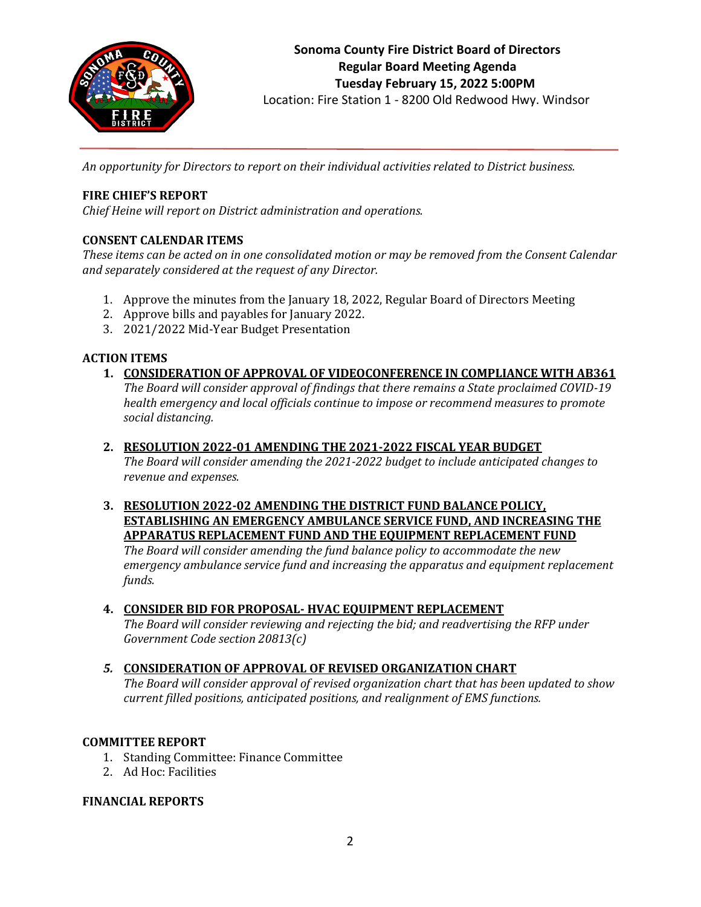Sonoma County Fire District Board of Directors
Regular Board Meeting Agenda
Tuesday February 15, 2022 5:00PM
Location: Fire Station 1 - 8200 Old Redwood Hwy. Windsor

*An opportunity for Directors to report on their individual activities related to District business.*

**FIRE CHIEF'S REPORT**
*Chief Heine will report on District administration and operations.*

**CONSENT CALENDAR ITEMS**
*These items can be acted on in one consolidated motion or may be removed from the Consent Calendar and separately considered at the request of any Director.*

1. Approve the minutes from the January 18, 2022, Regular Board of Directors Meeting
2. Approve bills and payables for January 2022.
3. 2021/2022 Mid-Year Budget Presentation

**ACTION ITEMS**

1. **CONSIDERATION OF APPROVAL OF VIDEOCONFERENCE IN COMPLIANCE WITH AB361**
   *The Board will consider approval of findings that there remains a State proclaimed COVID-19 health emergency and local officials continue to impose or recommend measures to promote social distancing.*

2. **RESOLUTION 2022-01 AMENDING THE 2021-2022 FISCAL YEAR BUDGET**
   *The Board will consider amending the 2021-2022 budget to include anticipated changes to revenue and expenses.*

3. **RESOLUTION 2022-02 AMENDING THE DISTRICT FUND BALANCE POLICY, ESTABLISHING AN EMERGENCY AMBULANCE SERVICE FUND, AND INCREASING THE APPARATUS REPLACEMENT FUND AND THE EQUIPMENT REPLACEMENT FUND**
   *The Board will consider amending the fund balance policy to accommodate the new emergency ambulance service fund and increasing the apparatus and equipment replacement funds.*

4. **CONSIDER BID FOR PROPOSAL- HVAC EQUIPMENT REPLACEMENT**
   *The Board will consider reviewing and rejecting the bid; and readvertising the RFP under Government Code section 20813(c)*

5. **CONSIDERATION OF APPROVAL OF REVISED ORGANIZATION CHART**
   *The Board will consider approval of revised organization chart that has been updated to show current filled positions, anticipated positions, and realignment of EMS functions.*

**COMMITTEE REPORT**

1. Standing Committee: Finance Committee
2. Ad Hoc: Facilities

**FINANCIAL REPORTS**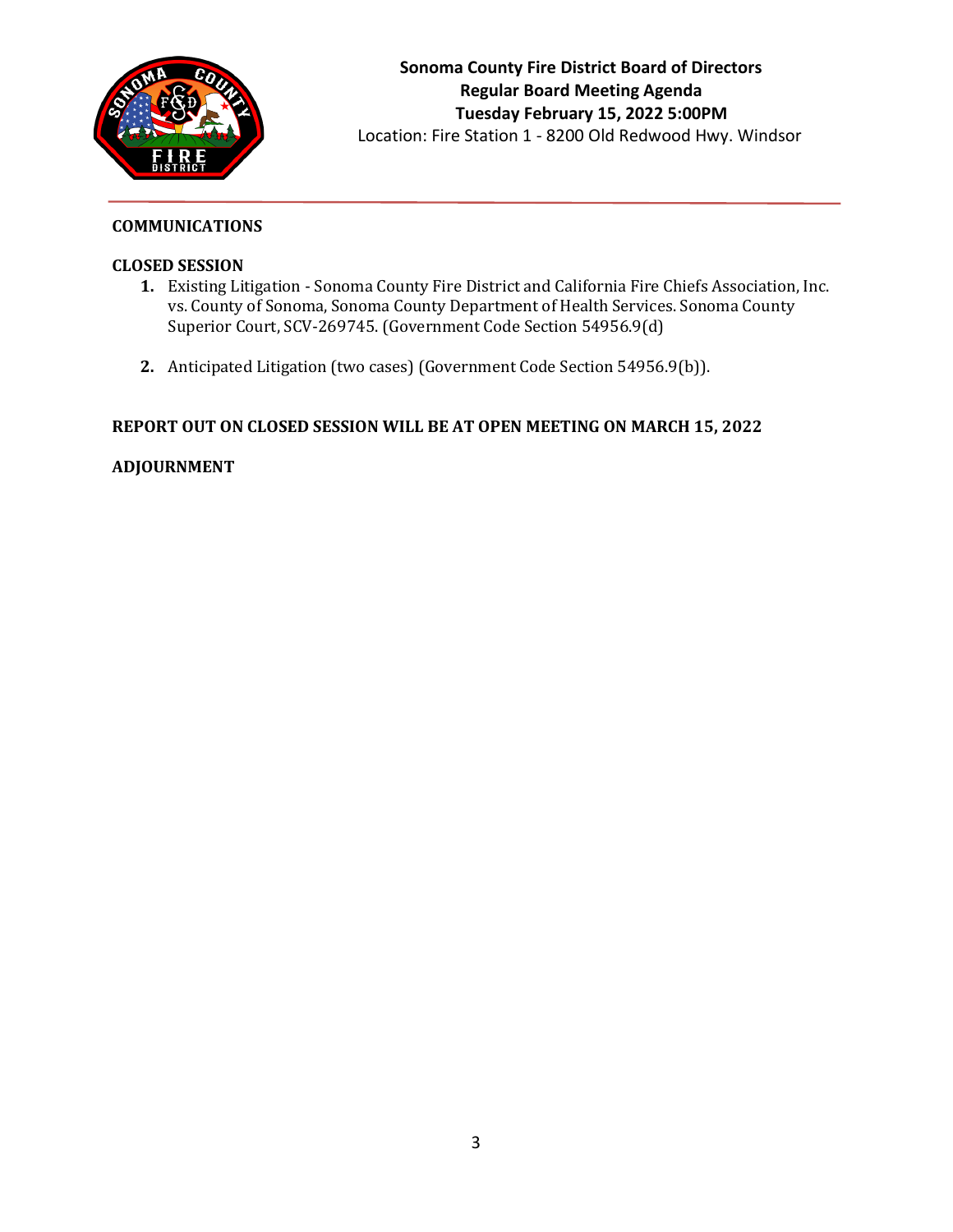**Sonoma County Fire District Board of Directors**
**Regular Board Meeting Agenda**
**Tuesday February 15, 2022 5:00PM**
Location: Fire Station 1 - 8200 Old Redwood Hwy. Windsor

## COMMUNICATIONS

## CLOSED SESSION

1. Existing Litigation - Sonoma County Fire District and California Fire Chiefs Association, Inc. vs. County of Sonoma, Sonoma County Department of Health Services. Sonoma County Superior Court, SCV-269745. (Government Code Section 54956.9(d)

2. Anticipated Litigation (two cases) (Government Code Section 54956.9(b)).

## REPORT OUT ON CLOSED SESSION WILL BE AT OPEN MEETING ON MARCH 15, 2022

## ADJOURNMENT